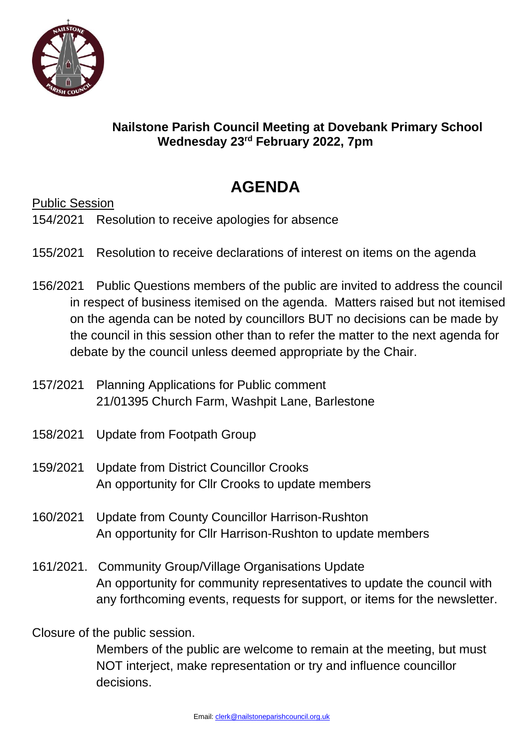**Nailstone Parish Council Meeting at Dovebank Primary School**
**Wednesday 23rd February 2022, 7pm**

# AGENDA

Public Session

154/2021 Resolution to receive apologies for absence

155/2021 Resolution to receive declarations of interest on items on the agenda

156/2021 Public Questions members of the public are invited to address the council in respect of business itemised on the agenda. Matters raised but not itemised on the agenda can be noted by councillors BUT no decisions can be made by the council in this session other than to refer the matter to the next agenda for debate by the council unless deemed appropriate by the Chair.

157/2021 Planning Applications for Public comment
21/01395 Church Farm, Washpit Lane, Barlestone

158/2021 Update from Footpath Group

159/2021 Update from District Councillor Crooks
An opportunity for Cllr Crooks to update members

160/2021 Update from County Councillor Harrison-Rushton
An opportunity for Cllr Harrison-Rushton to update members

161/2021. Community Group/Village Organisations Update
An opportunity for community representatives to update the council with any forthcoming events, requests for support, or items for the newsletter.

Closure of the public session.
Members of the public are welcome to remain at the meeting, but must NOT interject, make representation or try and influence councillor decisions.

Email: clerk@nailstoneparishcouncil.org.uk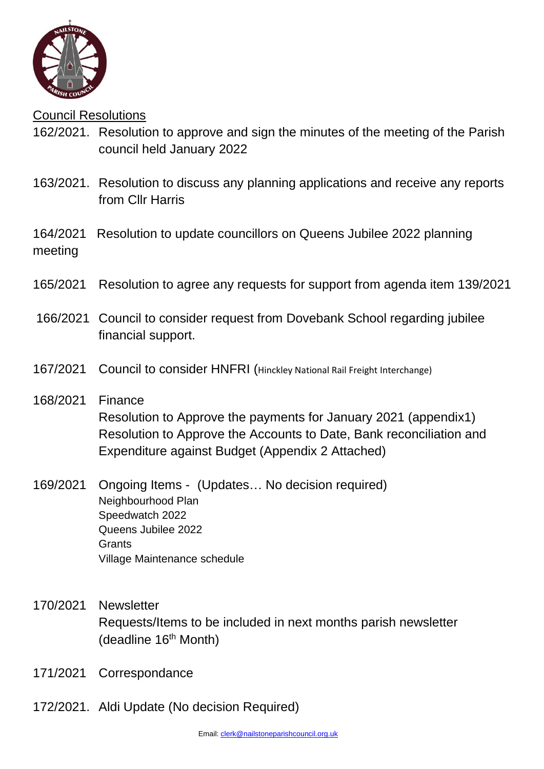## Council Resolutions

162/2021. Resolution to approve and sign the minutes of the meeting of the Parish council held January 2022

163/2021. Resolution to discuss any planning applications and receive any reports from Cllr Harris

164/2021 Resolution to update councillors on Queens Jubilee 2022 planning meeting

165/2021 Resolution to agree any requests for support from agenda item 139/2021

166/2021 Council to consider request from Dovebank School regarding jubilee financial support.

167/2021 Council to consider HNFRI (Hinckley National Rail Freight Interchange)

168/2021 Finance
Resolution to Approve the payments for January 2021 (appendix1)
Resolution to Approve the Accounts to Date, Bank reconciliation and Expenditure against Budget (Appendix 2 Attached)

169/2021 Ongoing Items - (Updates… No decision required)
Neighbourhood Plan
Speedwatch 2022
Queens Jubilee 2022
Grants
Village Maintenance schedule

170/2021 Newsletter
Requests/Items to be included in next months parish newsletter (deadline 16th Month)

171/2021 Correspondance

172/2021. Aldi Update (No decision Required)

Email: clerk@nailstoneparishcouncil.org.uk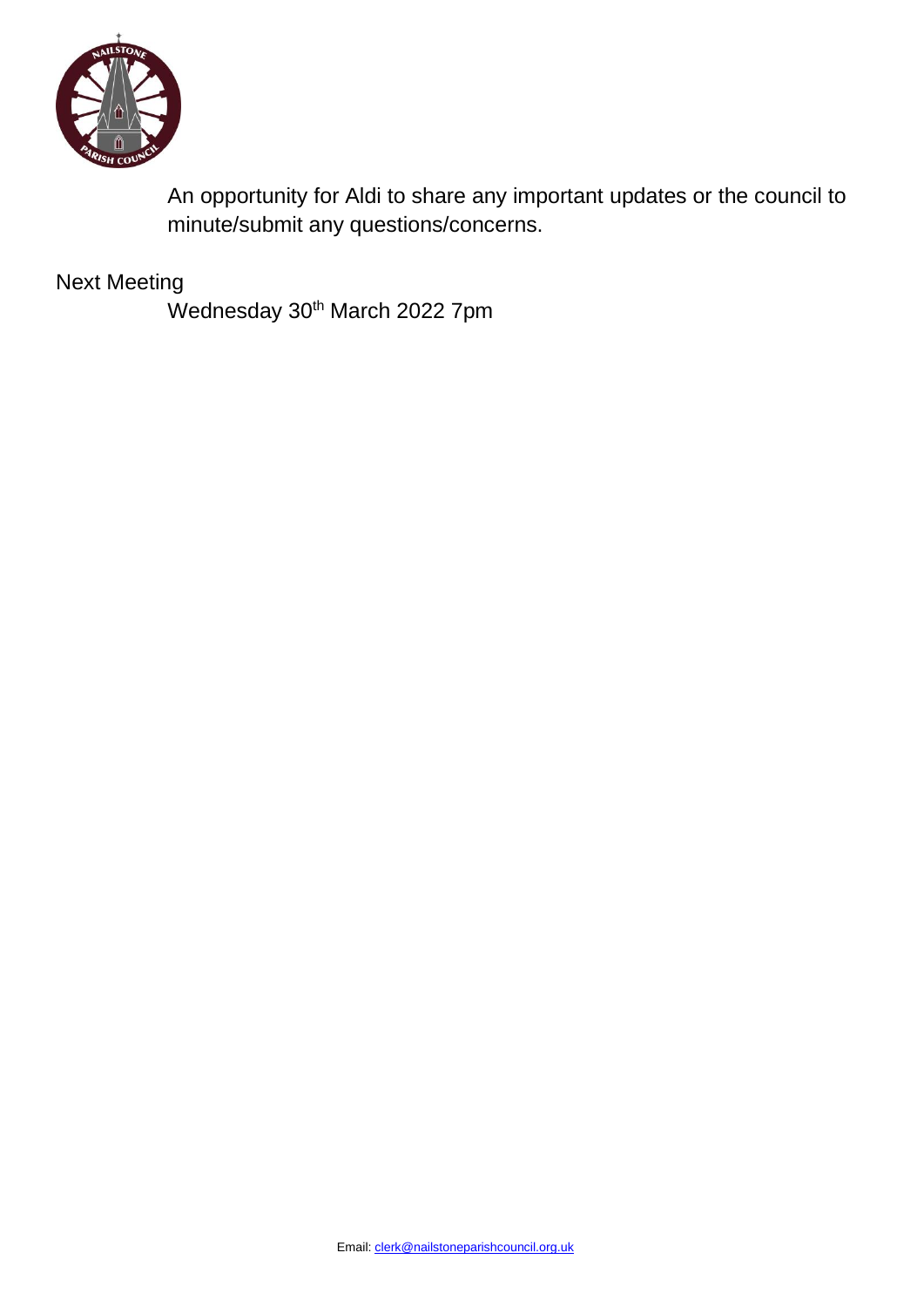An opportunity for Aldi to share any important updates or the council to minute/submit any questions/concerns.

Next Meeting

Wednesday 30th March 2022 7pm